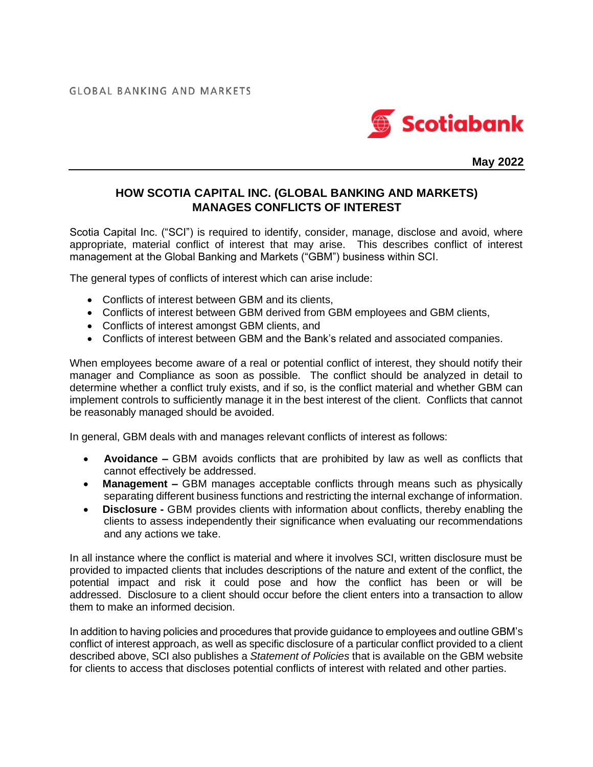GLOBAL BANKING AND MARKETS

Scotiabank

**May 2022**

## HOW SCOTIA CAPITAL INC. (GLOBAL BANKING AND MARKETS) MANAGES CONFLICTS OF INTEREST

Scotia Capital Inc. ("SCI") is required to identify, consider, manage, disclose and avoid, where appropriate, material conflict of interest that may arise. This describes conflict of interest management at the Global Banking and Markets ("GBM") business within SCI.

The general types of conflicts of interest which can arise include:

- Conflicts of interest between GBM and its clients,
- Conflicts of interest between GBM derived from GBM employees and GBM clients,
- Conflicts of interest amongst GBM clients, and
- Conflicts of interest between GBM and the Bank's related and associated companies.

When employees become aware of a real or potential conflict of interest, they should notify their manager and Compliance as soon as possible. The conflict should be analyzed in detail to determine whether a conflict truly exists, and if so, is the conflict material and whether GBM can implement controls to sufficiently manage it in the best interest of the client. Conflicts that cannot be reasonably managed should be avoided.

In general, GBM deals with and manages relevant conflicts of interest as follows:

- **Avoidance –** GBM avoids conflicts that are prohibited by law as well as conflicts that cannot effectively be addressed.
- **Management –** GBM manages acceptable conflicts through means such as physically separating different business functions and restricting the internal exchange of information.
- **Disclosure -** GBM provides clients with information about conflicts, thereby enabling the clients to assess independently their significance when evaluating our recommendations and any actions we take.

In all instance where the conflict is material and where it involves SCI, written disclosure must be provided to impacted clients that includes descriptions of the nature and extent of the conflict, the potential impact and risk it could pose and how the conflict has been or will be addressed. Disclosure to a client should occur before the client enters into a transaction to allow them to make an informed decision.

In addition to having policies and procedures that provide guidance to employees and outline GBM's conflict of interest approach, as well as specific disclosure of a particular conflict provided to a client described above, SCI also publishes a *Statement of Policies* that is available on the GBM website for clients to access that discloses potential conflicts of interest with related and other parties.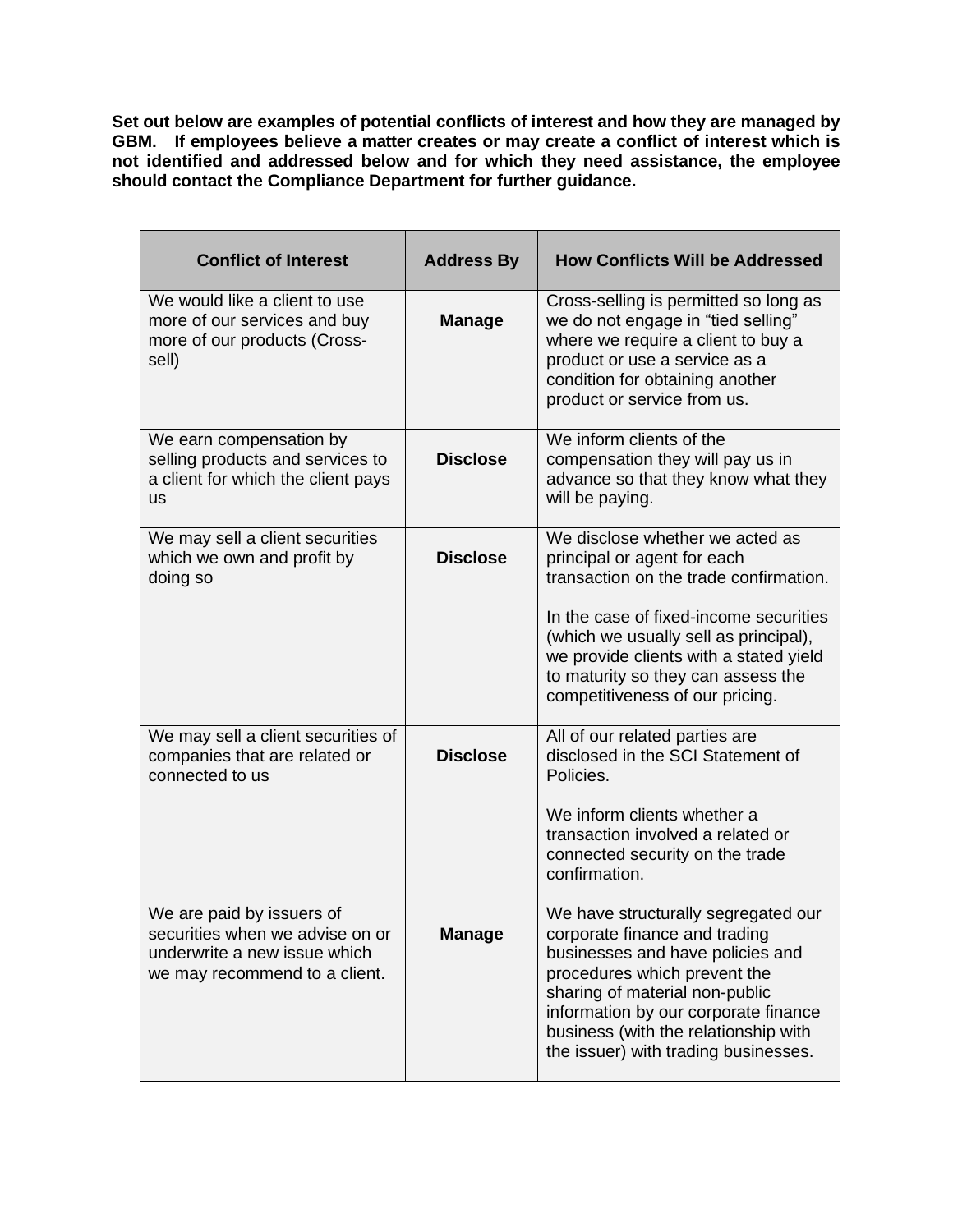**Set out below are examples of potential conflicts of interest and how they are managed by GBM. If employees believe a matter creates or may create a conflict of interest which is not identified and addressed below and for which they need assistance, the employee should contact the Compliance Department for further guidance.**

| Conflict of Interest | Address By | How Conflicts Will be Addressed |
| --- | --- | --- |
| We would like a client to use more of our services and buy more of our products (Cross-sell) | **Manage** | Cross-selling is permitted so long as we do not engage in "tied selling" where we require a client to buy a product or use a service as a condition for obtaining another product or service from us. |
| We earn compensation by selling products and services to a client for which the client pays us | **Disclose** | We inform clients of the compensation they will pay us in advance so that they know what they will be paying. |
| We may sell a client securities which we own and profit by doing so | **Disclose** | We disclose whether we acted as principal or agent for each transaction on the trade confirmation.<br><br>In the case of fixed-income securities (which we usually sell as principal), we provide clients with a stated yield to maturity so they can assess the competitiveness of our pricing. |
| We may sell a client securities of companies that are related or connected to us | **Disclose** | All of our related parties are disclosed in the SCI Statement of Policies.<br><br>We inform clients whether a transaction involved a related or connected security on the trade confirmation. |
| We are paid by issuers of securities when we advise on or underwrite a new issue which we may recommend to a client. | **Manage** | We have structurally segregated our corporate finance and trading businesses and have policies and procedures which prevent the sharing of material non-public information by our corporate finance business (with the relationship with the issuer) with trading businesses. |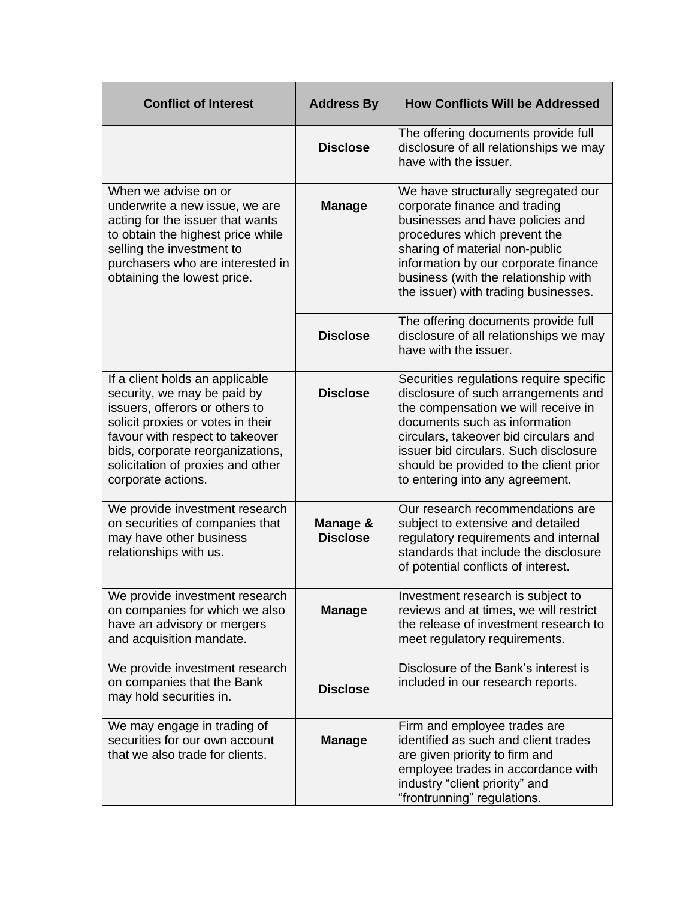| Conflict of Interest | Address By | How Conflicts Will be Addressed |
|---|---|---|
| | **Disclose** | The offering documents provide full disclosure of all relationships we may have with the issuer. |
| When we advise on or underwrite a new issue, we are acting for the issuer that wants to obtain the highest price while selling the investment to purchasers who are interested in obtaining the lowest price. | **Manage** | We have structurally segregated our corporate finance and trading businesses and have policies and procedures which prevent the sharing of material non-public information by our corporate finance business (with the relationship with the issuer) with trading businesses. |
| | **Disclose** | The offering documents provide full disclosure of all relationships we may have with the issuer. |
| If a client holds an applicable security, we may be paid by issuers, offerors or others to solicit proxies or votes in their favour with respect to takeover bids, corporate reorganizations, solicitation of proxies and other corporate actions. | **Disclose** | Securities regulations require specific disclosure of such arrangements and the compensation we will receive in documents such as information circulars, takeover bid circulars and issuer bid circulars. Such disclosure should be provided to the client prior to entering into any agreement. |
| We provide investment research on securities of companies that may have other business relationships with us. | **Manage & Disclose** | Our research recommendations are subject to extensive and detailed regulatory requirements and internal standards that include the disclosure of potential conflicts of interest. |
| We provide investment research on companies for which we also have an advisory or mergers and acquisition mandate. | **Manage** | Investment research is subject to reviews and at times, we will restrict the release of investment research to meet regulatory requirements. |
| We provide investment research on companies that the Bank may hold securities in. | **Disclose** | Disclosure of the Bank's interest is included in our research reports. |
| We may engage in trading of securities for our own account that we also trade for clients. | **Manage** | Firm and employee trades are identified as such and client trades are given priority to firm and employee trades in accordance with industry "client priority" and "frontrunning" regulations. |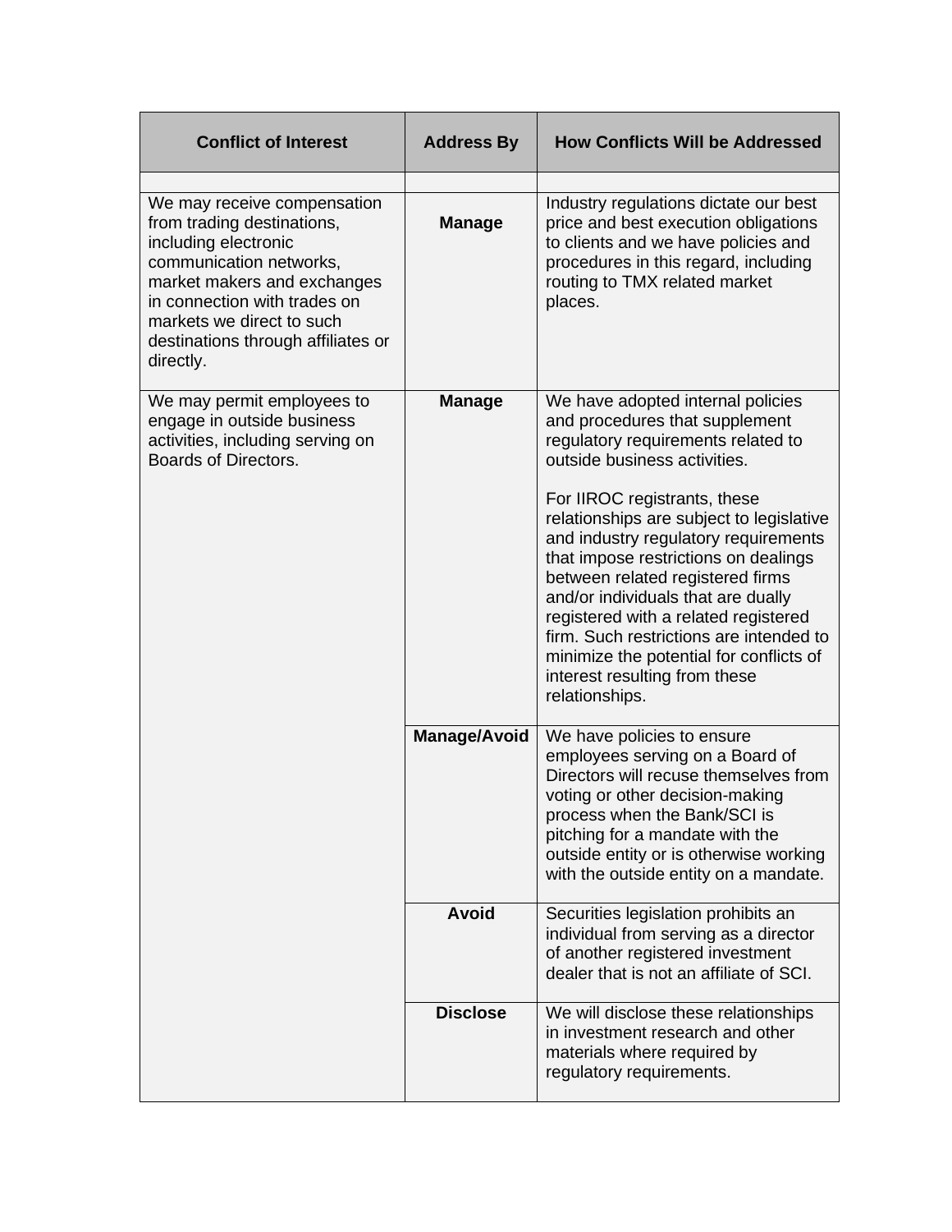| Conflict of Interest | Address By | How Conflicts Will be Addressed |
|---|---|---|
| | | |
| We may receive compensation from trading destinations, including electronic communication networks, market makers and exchanges in connection with trades on markets we direct to such destinations through affiliates or directly. | **Manage** | Industry regulations dictate our best price and best execution obligations to clients and we have policies and procedures in this regard, including routing to TMX related market places. |
| We may permit employees to engage in outside business activities, including serving on Boards of Directors. | **Manage** | We have adopted internal policies and procedures that supplement regulatory requirements related to outside business activities.<br><br>For IIROC registrants, these relationships are subject to legislative and industry regulatory requirements that impose restrictions on dealings between related registered firms and/or individuals that are dually registered with a related registered firm. Such restrictions are intended to minimize the potential for conflicts of interest resulting from these relationships. |
| | **Manage/Avoid** | We have policies to ensure employees serving on a Board of Directors will recuse themselves from voting or other decision-making process when the Bank/SCI is pitching for a mandate with the outside entity or is otherwise working with the outside entity on a mandate. |
| | **Avoid** | Securities legislation prohibits an individual from serving as a director of another registered investment dealer that is not an affiliate of SCI. |
| | **Disclose** | We will disclose these relationships in investment research and other materials where required by regulatory requirements. |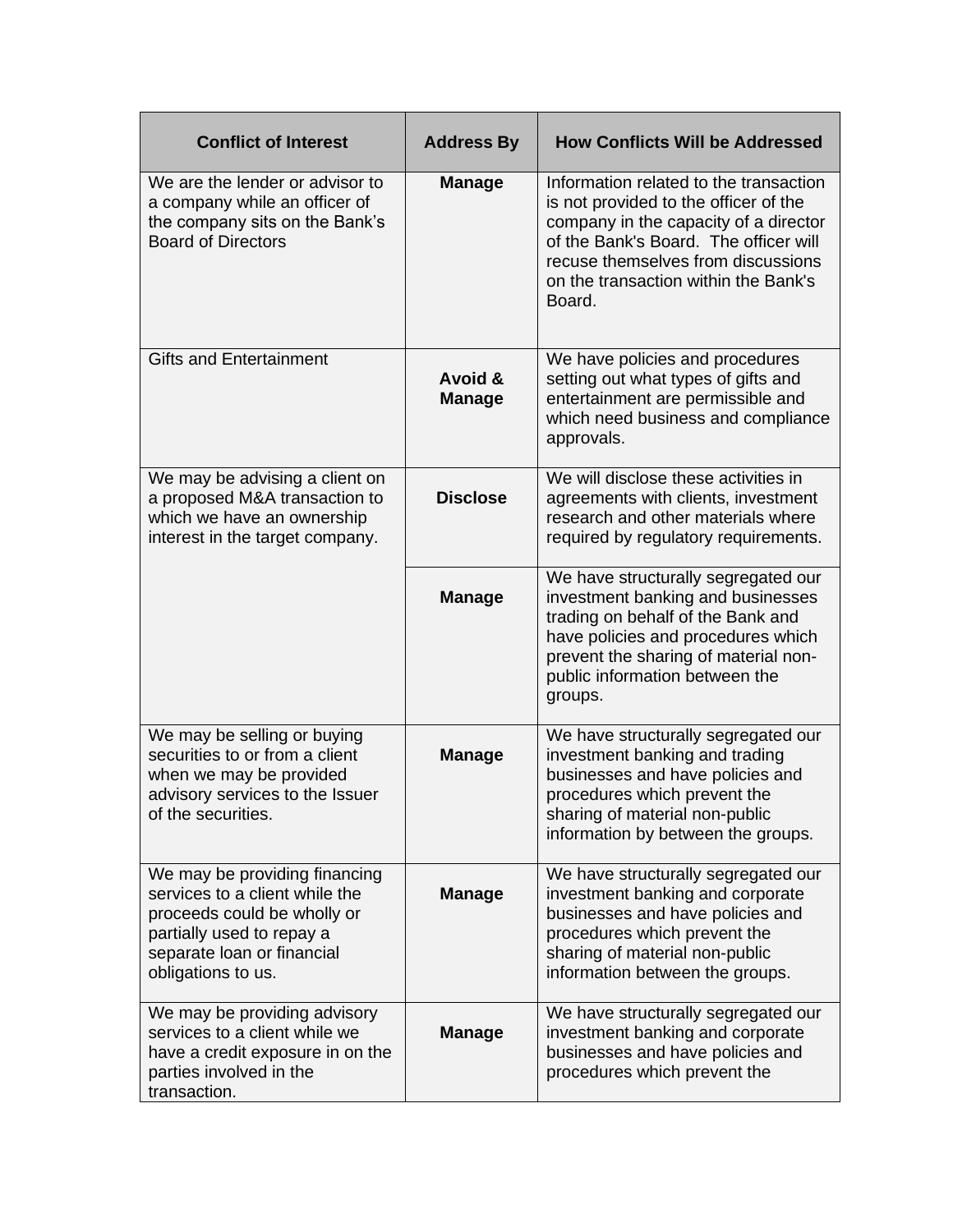| Conflict of Interest | Address By | How Conflicts Will be Addressed |
|---|---|---|
| We are the lender or advisor to a company while an officer of the company sits on the Bank's Board of Directors | **Manage** | Information related to the transaction is not provided to the officer of the company in the capacity of a director of the Bank's Board. The officer will recuse themselves from discussions on the transaction within the Bank's Board. |
| Gifts and Entertainment | **Avoid & Manage** | We have policies and procedures setting out what types of gifts and entertainment are permissible and which need business and compliance approvals. |
| We may be advising a client on a proposed M&A transaction to which we have an ownership interest in the target company. | **Disclose** | We will disclose these activities in agreements with clients, investment research and other materials where required by regulatory requirements. |
| | **Manage** | We have structurally segregated our investment banking and businesses trading on behalf of the Bank and have policies and procedures which prevent the sharing of material non-public information between the groups. |
| We may be selling or buying securities to or from a client when we may be provided advisory services to the Issuer of the securities. | **Manage** | We have structurally segregated our investment banking and trading businesses and have policies and procedures which prevent the sharing of material non-public information by between the groups. |
| We may be providing financing services to a client while the proceeds could be wholly or partially used to repay a separate loan or financial obligations to us. | **Manage** | We have structurally segregated our investment banking and corporate businesses and have policies and procedures which prevent the sharing of material non-public information between the groups. |
| We may be providing advisory services to a client while we have a credit exposure in on the parties involved in the transaction. | **Manage** | We have structurally segregated our investment banking and corporate businesses and have policies and procedures which prevent the |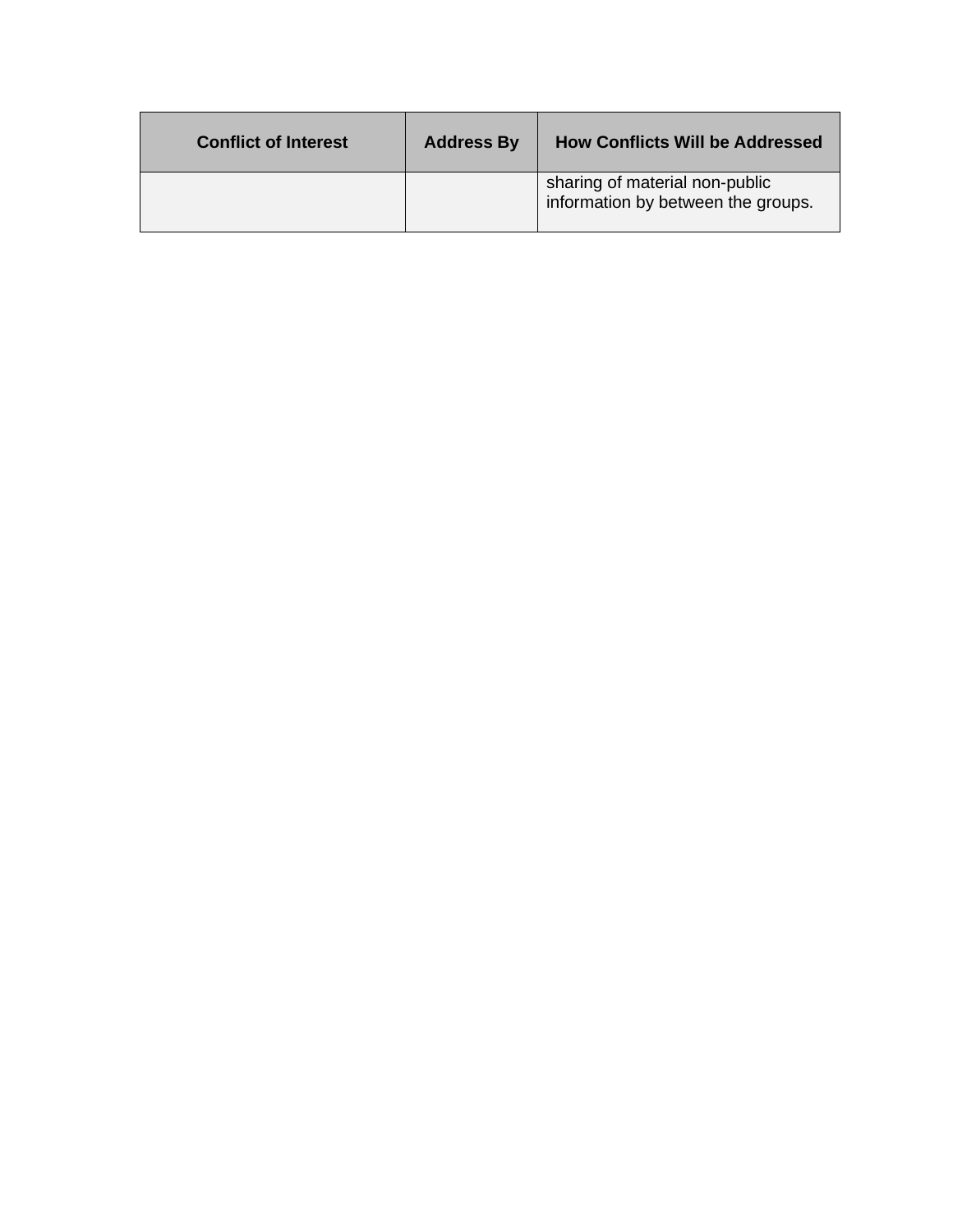| Conflict of Interest | Address By | How Conflicts Will be Addressed |
|---|---|---|
| | | sharing of material non-public information by between the groups. |